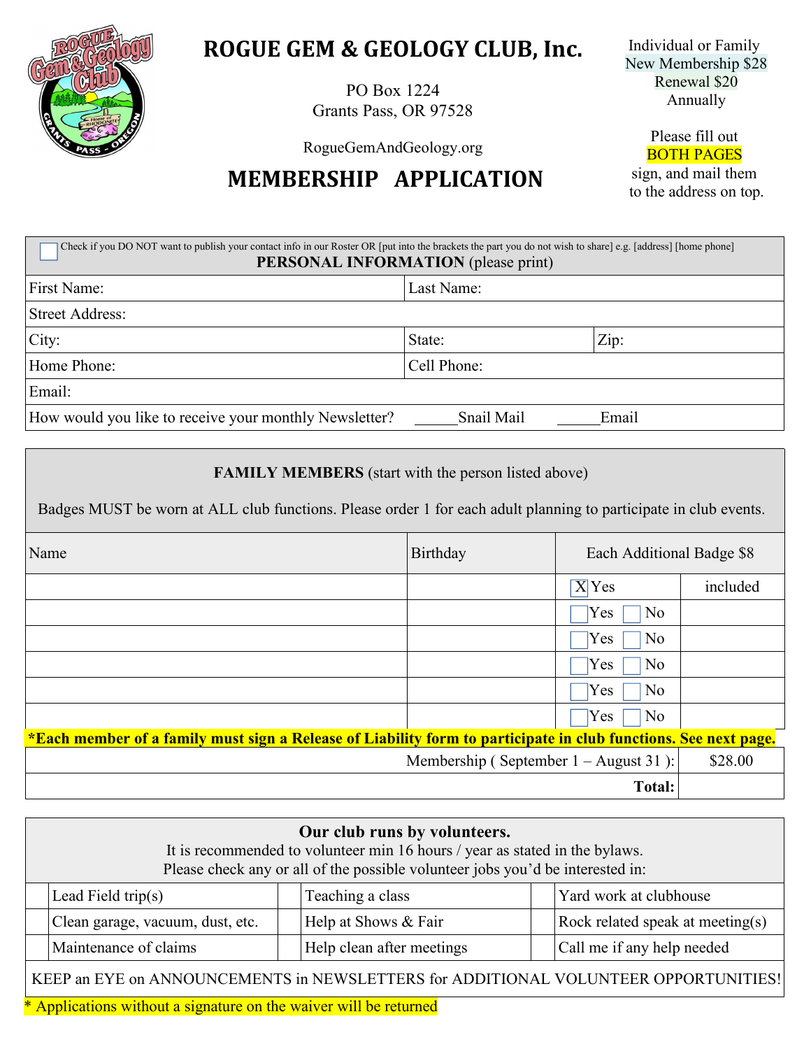# ROGUE GEM & GEOLOGY CLUB, Inc.

PO Box 1224
Grants Pass, OR 97528

RogueGemAndGeology.org

## MEMBERSHIP APPLICATION

Individual or Family
New Membership $28
Renewal $20
Annually

Please fill out **BOTH PAGES** sign, and mail them to the address on top.

☐ Check if you DO NOT want to publish your contact info in our Roster OR [put into the brackets the part you do not wish to share] e.g. [address] [home phone]

| **PERSONAL INFORMATION** (please print) | | |
|---|---|---|
| First Name: | Last Name: | |
| Street Address: | | |
| City: | State: | Zip: |
| Home Phone: | Cell Phone: | |
| Email: | | |
| How would you like to receive your monthly Newsletter? | ______Snail Mail | ______Email |

**FAMILY MEMBERS** (start with the person listed above)

Badges MUST be worn at ALL club functions. Please order 1 for each adult planning to participate in club events.

| Name | Birthday | Each Additional Badge $8 | |
|---|---|---|---|
| | | [X] Yes | included |
| | | ☐ Yes ☐ No | |
| | | ☐ Yes ☐ No | |
| | | ☐ Yes ☐ No | |
| | | ☐ Yes ☐ No | |
| | | ☐ Yes ☐ No | |

***Each member of a family must sign a Release of Liability form to participate in club functions. See next page.**

| | |
|---|---|
| Membership ( September 1 – August 31 ): | $28.00 |
| **Total:** | |

**Our club runs by volunteers.**
It is recommended to volunteer min 16 hours / year as stated in the bylaws.
Please check any or all of the possible volunteer jobs you'd be interested in:

| | | | | | |
|---|---|---|---|---|---|
| | Lead Field trip(s) | | Teaching a class | | Yard work at clubhouse |
| | Clean garage, vacuum, dust, etc. | | Help at Shows & Fair | | Rock related speak at meeting(s) |
| | Maintenance of claims | | Help clean after meetings | | Call me if any help needed |

KEEP an EYE on ANNOUNCEMENTS in NEWSLETTERS for ADDITIONAL VOLUNTEER OPPORTUNITIES!

* Applications without a signature on the waiver will be returned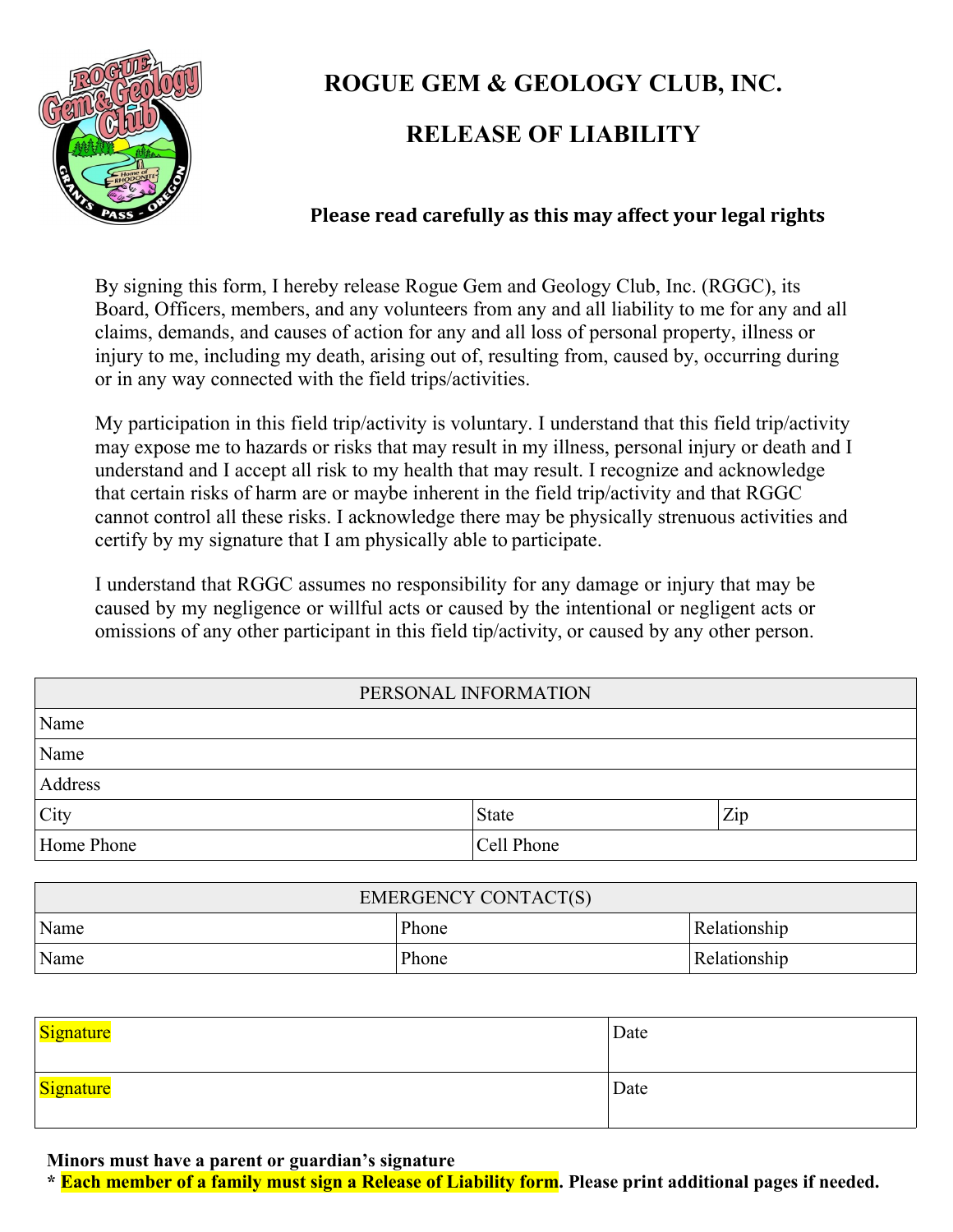# ROGUE GEM & GEOLOGY CLUB, INC.

# RELEASE OF LIABILITY

**Please read carefully as this may affect your legal rights**

By signing this form, I hereby release Rogue Gem and Geology Club, Inc. (RGGC), its Board, Officers, members, and any volunteers from any and all liability to me for any and all claims, demands, and causes of action for any and all loss of personal property, illness or injury to me, including my death, arising out of, resulting from, caused by, occurring during or in any way connected with the field trips/activities.

My participation in this field trip/activity is voluntary. I understand that this field trip/activity may expose me to hazards or risks that may result in my illness, personal injury or death and I understand and I accept all risk to my health that may result. I recognize and acknowledge that certain risks of harm are or maybe inherent in the field trip/activity and that RGGC cannot control all these risks. I acknowledge there may be physically strenuous activities and certify by my signature that I am physically able to participate.

I understand that RGGC assumes no responsibility for any damage or injury that may be caused by my negligence or willful acts or caused by the intentional or negligent acts or omissions of any other participant in this field tip/activity, or caused by any other person.

| PERSONAL INFORMATION | | |
|---|---|---|
| Name | | |
| Name | | |
| Address | | |
| City | State | Zip |
| Home Phone | Cell Phone | |

| EMERGENCY CONTACT(S) | | |
|---|---|---|
| Name | Phone | Relationship |
| Name | Phone | Relationship |

| | |
|---|---|
| Signature | Date |
| Signature | Date |

**Minors must have a parent or guardian's signature**

**\* Each member of a family must sign a Release of Liability form. Please print additional pages if needed.**